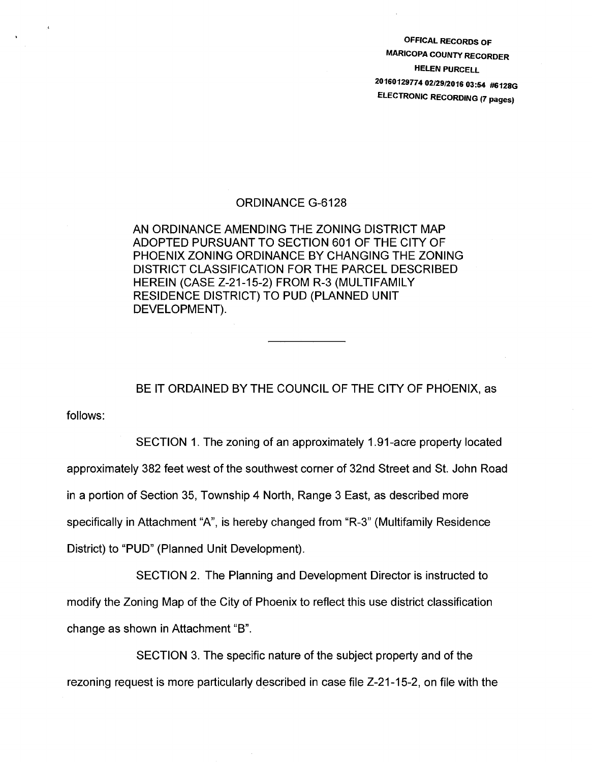OFFICAL RECORDS OF
MARICOPA COUNTY RECORDER
HELEN PURCELL
20160129774 02/29/2016 03:54 #6128G
ELECTRONIC RECORDING (7 pages)

# ORDINANCE G-6128

AN ORDINANCE AMENDING THE ZONING DISTRICT MAP ADOPTED PURSUANT TO SECTION 601 OF THE CITY OF PHOENIX ZONING ORDINANCE BY CHANGING THE ZONING DISTRICT CLASSIFICATION FOR THE PARCEL DESCRIBED HEREIN (CASE Z-21-15-2) FROM R-3 (MULTIFAMILY RESIDENCE DISTRICT) TO PUD (PLANNED UNIT DEVELOPMENT).

---

BE IT ORDAINED BY THE COUNCIL OF THE CITY OF PHOENIX, as follows:

SECTION 1. The zoning of an approximately 1.91-acre property located approximately 382 feet west of the southwest corner of 32nd Street and St. John Road in a portion of Section 35, Township 4 North, Range 3 East, as described more specifically in Attachment "A", is hereby changed from "R-3" (Multifamily Residence District) to "PUD" (Planned Unit Development).

SECTION 2. The Planning and Development Director is instructed to modify the Zoning Map of the City of Phoenix to reflect this use district classification change as shown in Attachment "B".

SECTION 3. The specific nature of the subject property and of the rezoning request is more particularly described in case file Z-21-15-2, on file with the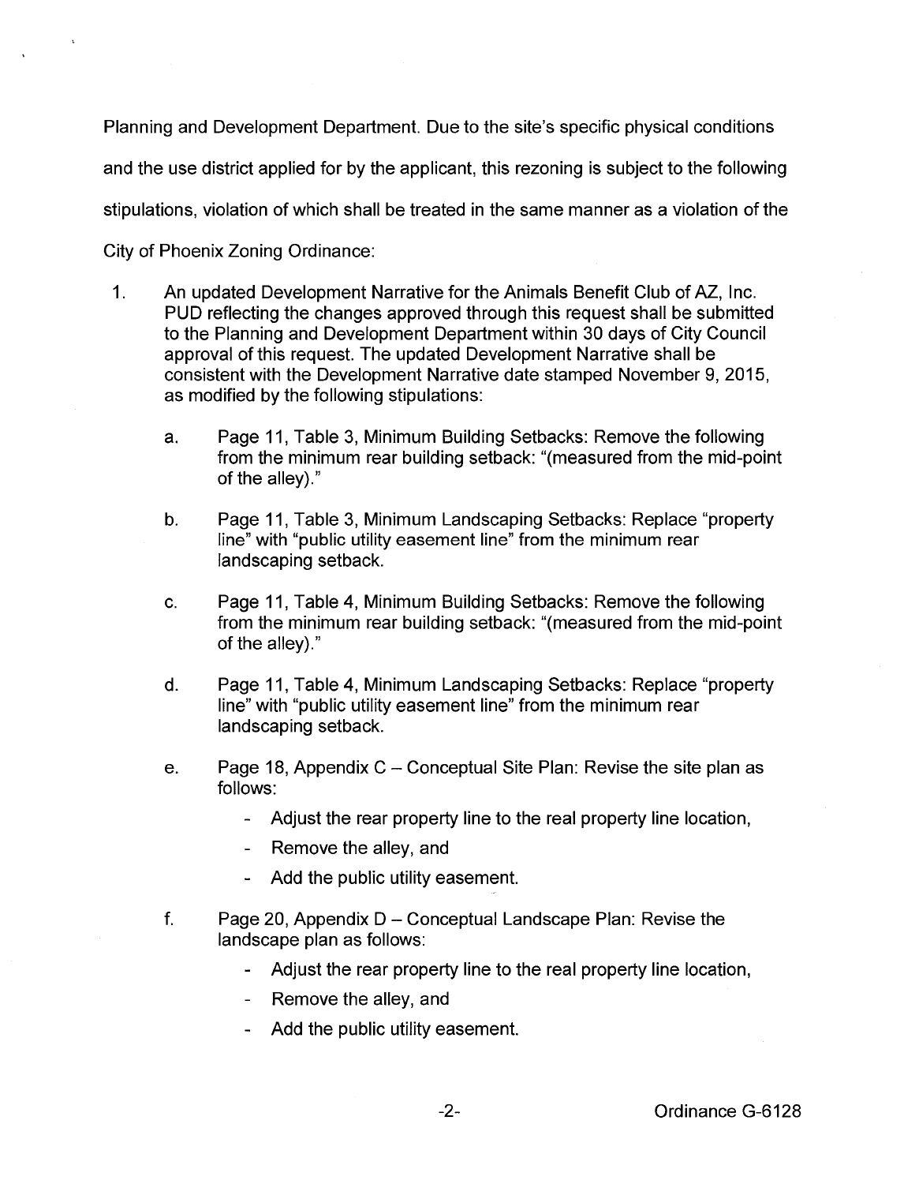Planning and Development Department. Due to the site's specific physical conditions and the use district applied for by the applicant, this rezoning is subject to the following stipulations, violation of which shall be treated in the same manner as a violation of the City of Phoenix Zoning Ordinance:

1. An updated Development Narrative for the Animals Benefit Club of AZ, Inc. PUD reflecting the changes approved through this request shall be submitted to the Planning and Development Department within 30 days of City Council approval of this request. The updated Development Narrative shall be consistent with the Development Narrative date stamped November 9, 2015, as modified by the following stipulations:

   a. Page 11, Table 3, Minimum Building Setbacks: Remove the following from the minimum rear building setback: "(measured from the mid-point of the alley)."

   b. Page 11, Table 3, Minimum Landscaping Setbacks: Replace "property line" with "public utility easement line" from the minimum rear landscaping setback.

   c. Page 11, Table 4, Minimum Building Setbacks: Remove the following from the minimum rear building setback: "(measured from the mid-point of the alley)."

   d. Page 11, Table 4, Minimum Landscaping Setbacks: Replace "property line" with "public utility easement line" from the minimum rear landscaping setback.

   e. Page 18, Appendix C – Conceptual Site Plan: Revise the site plan as follows:

      - Adjust the rear property line to the real property line location,
      - Remove the alley, and
      - Add the public utility easement.

   f. Page 20, Appendix D – Conceptual Landscape Plan: Revise the landscape plan as follows:

      - Adjust the rear property line to the real property line location,
      - Remove the alley, and
      - Add the public utility easement.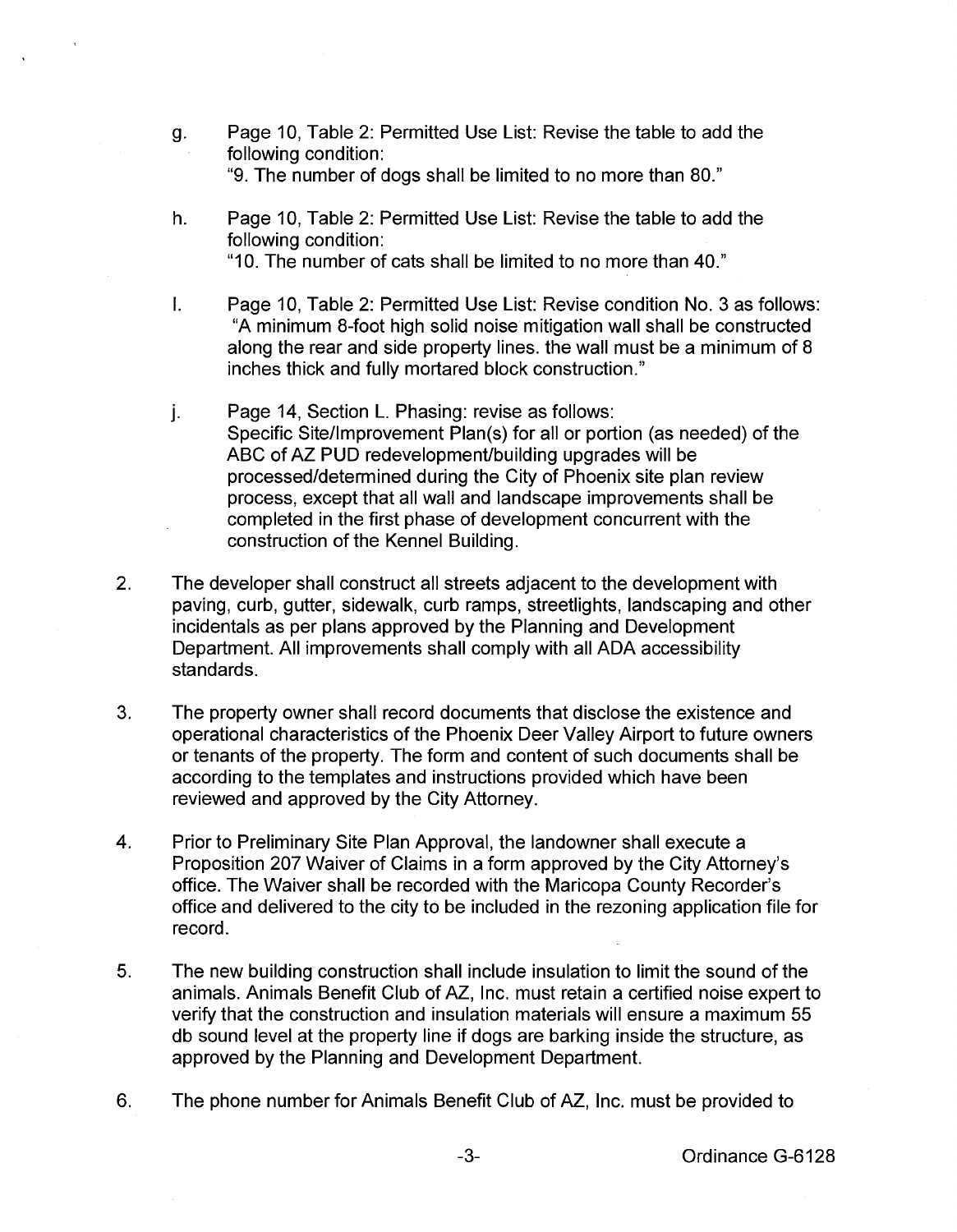g. Page 10, Table 2: Permitted Use List: Revise the table to add the following condition:
"9. The number of dogs shall be limited to no more than 80."

h. Page 10, Table 2: Permitted Use List: Revise the table to add the following condition:
"10. The number of cats shall be limited to no more than 40."

I. Page 10, Table 2: Permitted Use List: Revise condition No. 3 as follows:
"A minimum 8-foot high solid noise mitigation wall shall be constructed along the rear and side property lines. the wall must be a minimum of 8 inches thick and fully mortared block construction."

j. Page 14, Section L. Phasing: revise as follows:
Specific Site/Improvement Plan(s) for all or portion (as needed) of the ABC of AZ PUD redevelopment/building upgrades will be processed/determined during the City of Phoenix site plan review process, except that all wall and landscape improvements shall be completed in the first phase of development concurrent with the construction of the Kennel Building.

2. The developer shall construct all streets adjacent to the development with paving, curb, gutter, sidewalk, curb ramps, streetlights, landscaping and other incidentals as per plans approved by the Planning and Development Department. All improvements shall comply with all ADA accessibility standards.

3. The property owner shall record documents that disclose the existence and operational characteristics of the Phoenix Deer Valley Airport to future owners or tenants of the property. The form and content of such documents shall be according to the templates and instructions provided which have been reviewed and approved by the City Attorney.

4. Prior to Preliminary Site Plan Approval, the landowner shall execute a Proposition 207 Waiver of Claims in a form approved by the City Attorney's office. The Waiver shall be recorded with the Maricopa County Recorder's office and delivered to the city to be included in the rezoning application file for record.

5. The new building construction shall include insulation to limit the sound of the animals. Animals Benefit Club of AZ, Inc. must retain a certified noise expert to verify that the construction and insulation materials will ensure a maximum 55 db sound level at the property line if dogs are barking inside the structure, as approved by the Planning and Development Department.

6. The phone number for Animals Benefit Club of AZ, Inc. must be provided to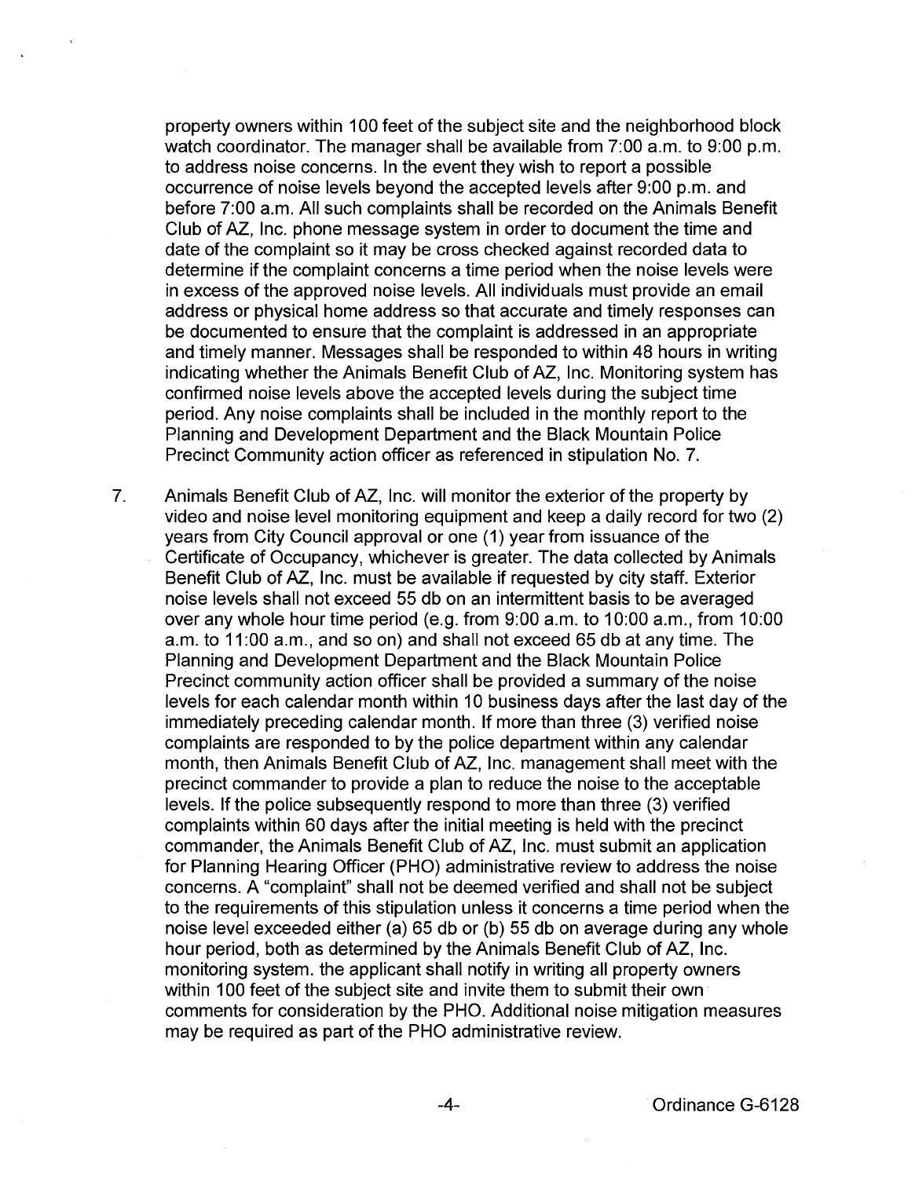property owners within 100 feet of the subject site and the neighborhood block watch coordinator. The manager shall be available from 7:00 a.m. to 9:00 p.m. to address noise concerns. In the event they wish to report a possible occurrence of noise levels beyond the accepted levels after 9:00 p.m. and before 7:00 a.m. All such complaints shall be recorded on the Animals Benefit Club of AZ, Inc. phone message system in order to document the time and date of the complaint so it may be cross checked against recorded data to determine if the complaint concerns a time period when the noise levels were in excess of the approved noise levels. All individuals must provide an email address or physical home address so that accurate and timely responses can be documented to ensure that the complaint is addressed in an appropriate and timely manner. Messages shall be responded to within 48 hours in writing indicating whether the Animals Benefit Club of AZ, Inc. Monitoring system has confirmed noise levels above the accepted levels during the subject time period. Any noise complaints shall be included in the monthly report to the Planning and Development Department and the Black Mountain Police Precinct Community action officer as referenced in stipulation No. 7.

7. Animals Benefit Club of AZ, Inc. will monitor the exterior of the property by video and noise level monitoring equipment and keep a daily record for two (2) years from City Council approval or one (1) year from issuance of the Certificate of Occupancy, whichever is greater. The data collected by Animals Benefit Club of AZ, Inc. must be available if requested by city staff. Exterior noise levels shall not exceed 55 db on an intermittent basis to be averaged over any whole hour time period (e.g. from 9:00 a.m. to 10:00 a.m., from 10:00 a.m. to 11:00 a.m., and so on) and shall not exceed 65 db at any time. The Planning and Development Department and the Black Mountain Police Precinct community action officer shall be provided a summary of the noise levels for each calendar month within 10 business days after the last day of the immediately preceding calendar month. If more than three (3) verified noise complaints are responded to by the police department within any calendar month, then Animals Benefit Club of AZ, Inc. management shall meet with the precinct commander to provide a plan to reduce the noise to the acceptable levels. If the police subsequently respond to more than three (3) verified complaints within 60 days after the initial meeting is held with the precinct commander, the Animals Benefit Club of AZ, Inc. must submit an application for Planning Hearing Officer (PHO) administrative review to address the noise concerns. A "complaint" shall not be deemed verified and shall not be subject to the requirements of this stipulation unless it concerns a time period when the noise level exceeded either (a) 65 db or (b) 55 db on average during any whole hour period, both as determined by the Animals Benefit Club of AZ, Inc. monitoring system. the applicant shall notify in writing all property owners within 100 feet of the subject site and invite them to submit their own comments for consideration by the PHO. Additional noise mitigation measures may be required as part of the PHO administrative review.

Ordinance G-6128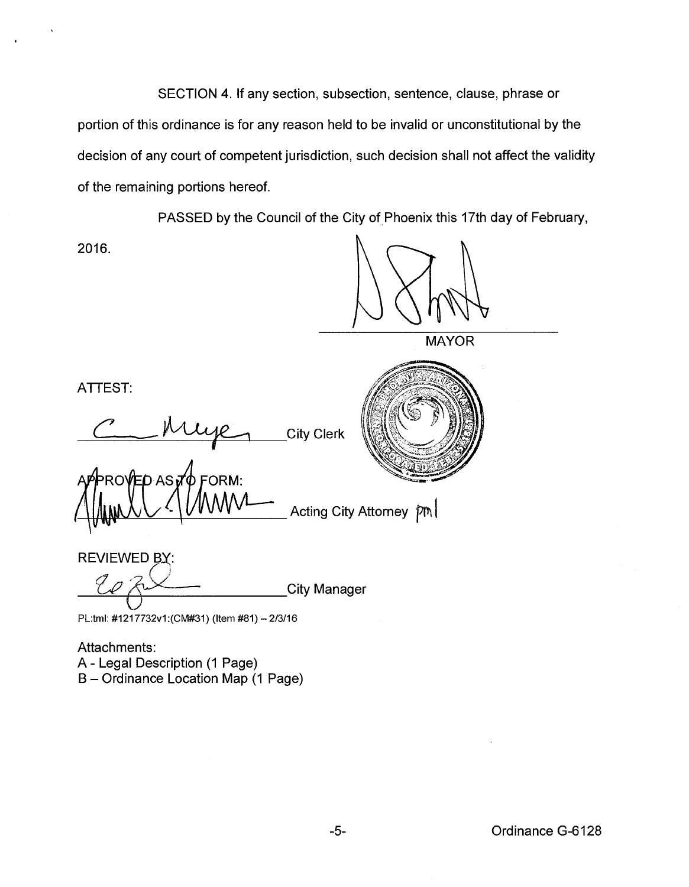SECTION 4. If any section, subsection, sentence, clause, phrase or portion of this ordinance is for any reason held to be invalid or unconstitutional by the decision of any court of competent jurisdiction, such decision shall not affect the validity of the remaining portions hereof.

PASSED by the Council of the City of Phoenix this 17th day of February, 2016.

_______________________
MAYOR

ATTEST:

_______________________ City Clerk

APPROVED AS TO FORM:

_______________________ Acting City Attorney pml

REVIEWED BY:

_______________________ City Manager

PL:tml: #1217732v1:(CM#31) (Item #81) – 2/3/16

Attachments:
A - Legal Description (1 Page)
B – Ordinance Location Map (1 Page)

Ordinance G-6128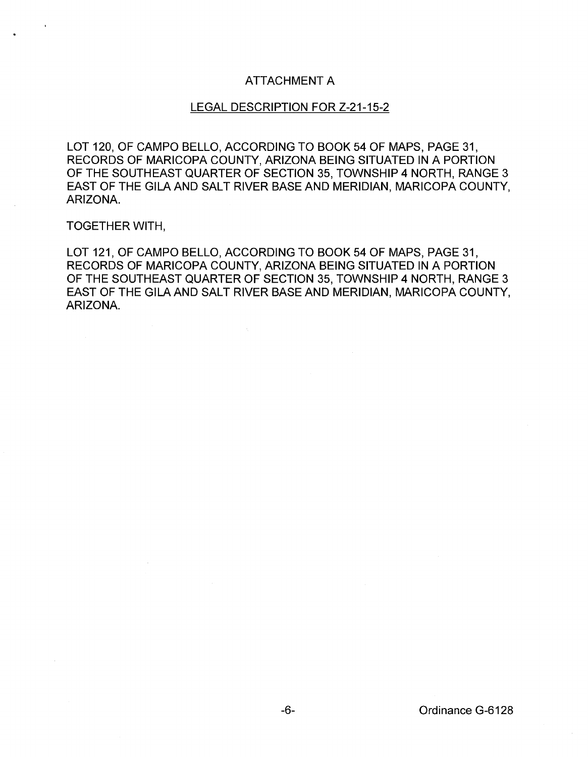# ATTACHMENT A

## LEGAL DESCRIPTION FOR Z-21-15-2

LOT 120, OF CAMPO BELLO, ACCORDING TO BOOK 54 OF MAPS, PAGE 31, RECORDS OF MARICOPA COUNTY, ARIZONA BEING SITUATED IN A PORTION OF THE SOUTHEAST QUARTER OF SECTION 35, TOWNSHIP 4 NORTH, RANGE 3 EAST OF THE GILA AND SALT RIVER BASE AND MERIDIAN, MARICOPA COUNTY, ARIZONA.

TOGETHER WITH,

LOT 121, OF CAMPO BELLO, ACCORDING TO BOOK 54 OF MAPS, PAGE 31, RECORDS OF MARICOPA COUNTY, ARIZONA BEING SITUATED IN A PORTION OF THE SOUTHEAST QUARTER OF SECTION 35, TOWNSHIP 4 NORTH, RANGE 3 EAST OF THE GILA AND SALT RIVER BASE AND MERIDIAN, MARICOPA COUNTY, ARIZONA.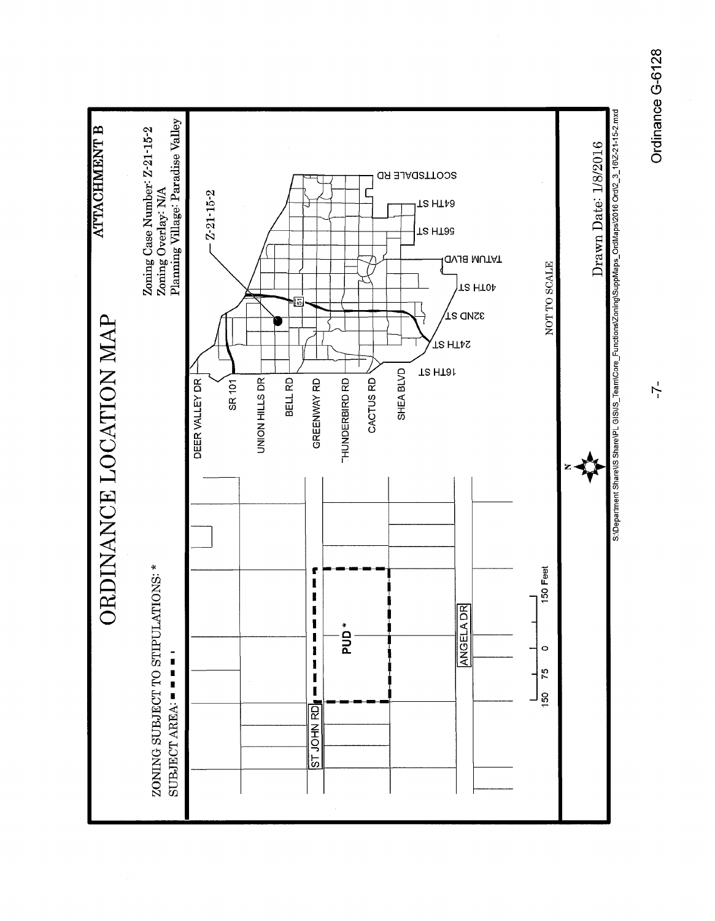# ORDINANCE LOCATION MAP

**ATTACHMENT B**

ZONING SUBJECT TO STIPULATIONS: *

SUBJECT AREA: ■ ■ ■ ■

Zoning Case Number: Z-21-15-2

Zoning Overlay: N/A

Planning Village: Paradise Valley

ST JOHN RD

PUD *

ANGELA DR

150 75 0 150 Feet

Z-21-15-2

DEER VALLEY DR

SR 101

UNION HILLS DR

BELL RD

GREENWAY RD

THUNDERBIRD RD

CACTUS RD

SHEA BLVD

16TH ST

24TH ST

32ND ST

40TH ST

TATUM BLVD

56TH ST

64TH ST

SCOTTSDALE RD

51

NOT TO SCALE

N

Drawn Date: 1/8/2016

S:\Department Share\IS Share\PL GIS\IS_Team\Core_Functions\Zoning\SuppMaps_OrdMaps\2016 Ord\2_3_16\Z-21-15-2.mxd

Ordinance G-6128